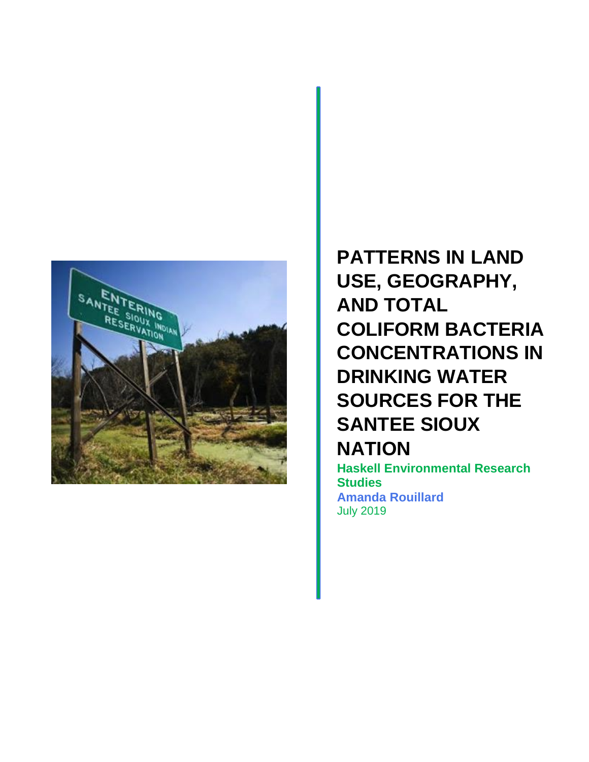# PATTERNS IN LAND USE, GEOGRAPHY, AND TOTAL COLIFORM BACTERIA CONCENTRATIONS IN DRINKING WATER SOURCES FOR THE SANTEE SIOUX NATION

**Haskell Environmental Research Studies**

**Amanda Rouillard**

July 2019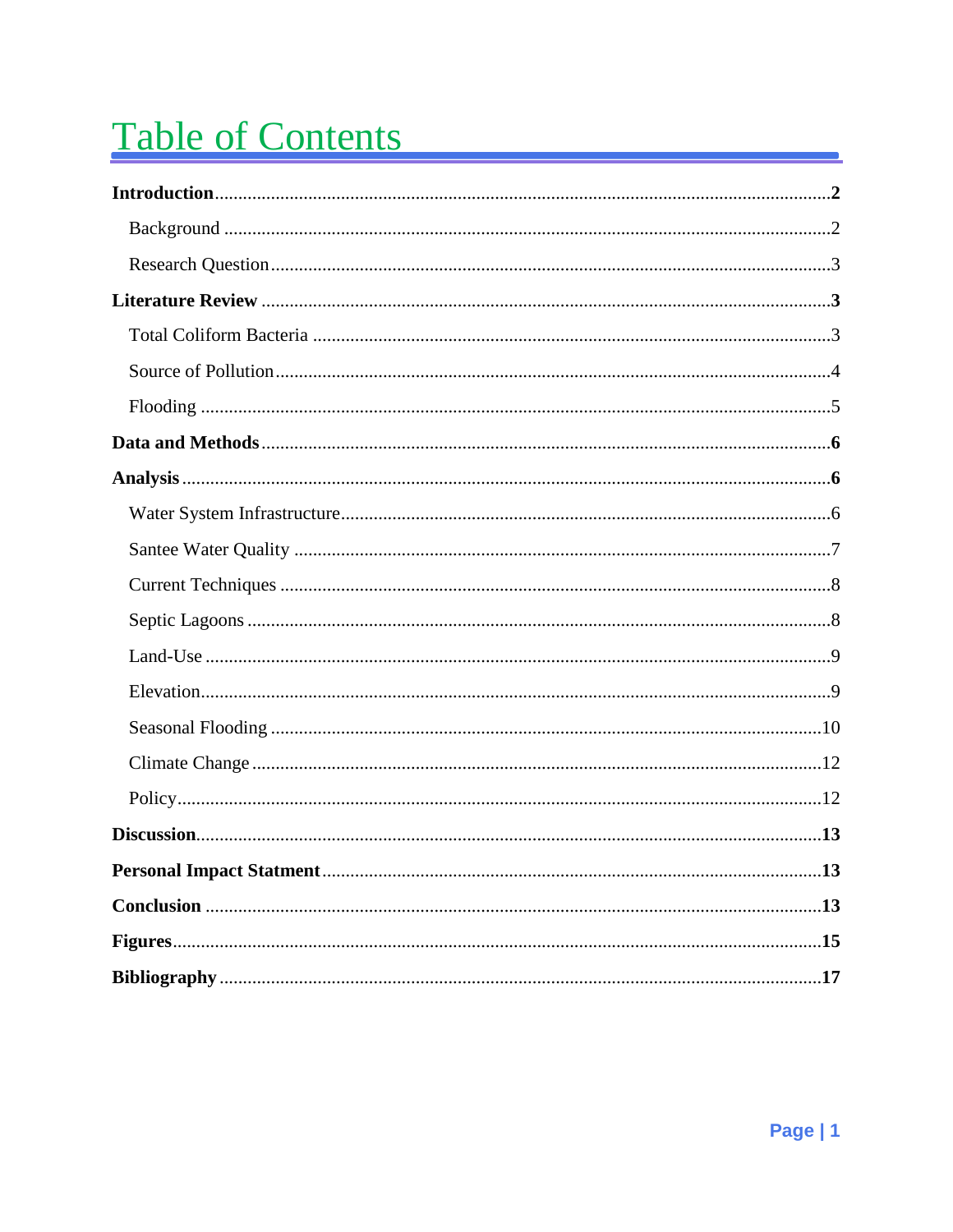# Table of Contents

**Introduction** .......... **2**

- Background .......... 2
- Research Question .......... 3

**Literature Review** .......... **3**

- Total Coliform Bacteria .......... 3
- Source of Pollution .......... 4
- Flooding .......... 5

**Data and Methods** .......... **6**

**Analysis** .......... **6**

- Water System Infrastructure .......... 6
- Santee Water Quality .......... 7
- Current Techniques .......... 8
- Septic Lagoons .......... 8
- Land-Use .......... 9
- Elevation .......... 9
- Seasonal Flooding .......... 10
- Climate Change .......... 12
- Policy .......... 12

**Discussion** .......... **13**

**Personal Impact Statment** .......... **13**

**Conclusion** .......... **13**

**Figures** .......... **15**

**Bibliography** .......... **17**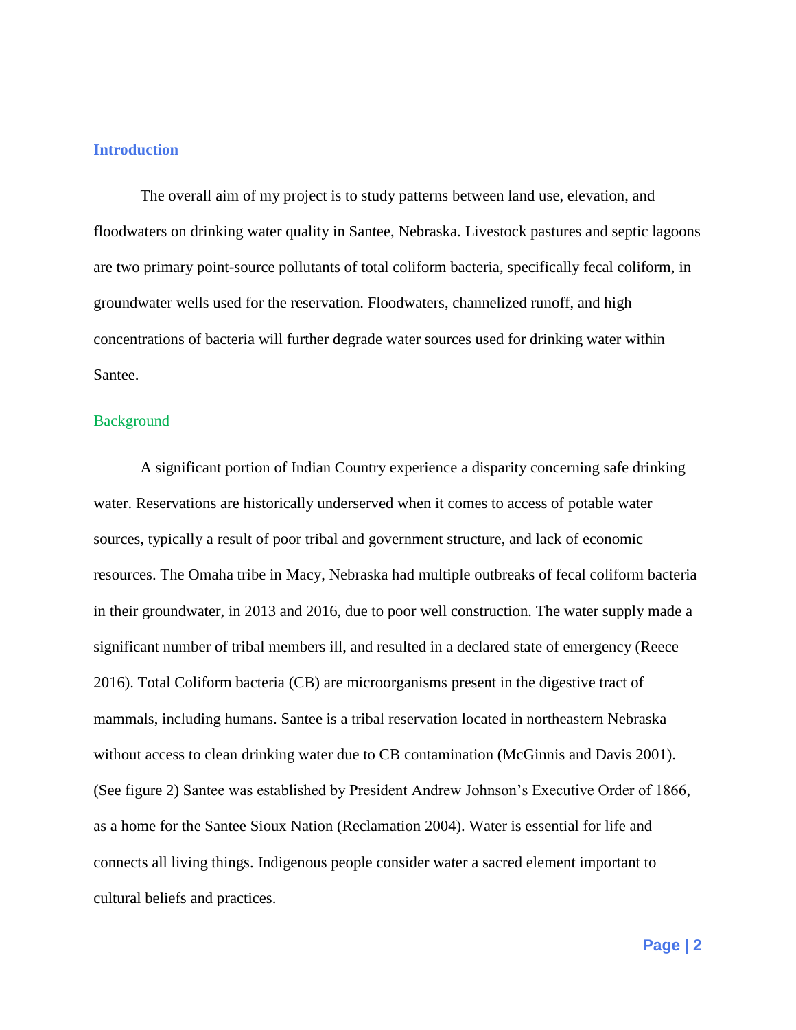## Introduction

The overall aim of my project is to study patterns between land use, elevation, and floodwaters on drinking water quality in Santee, Nebraska. Livestock pastures and septic lagoons are two primary point-source pollutants of total coliform bacteria, specifically fecal coliform, in groundwater wells used for the reservation. Floodwaters, channelized runoff, and high concentrations of bacteria will further degrade water sources used for drinking water within Santee.

### Background

A significant portion of Indian Country experience a disparity concerning safe drinking water. Reservations are historically underserved when it comes to access of potable water sources, typically a result of poor tribal and government structure, and lack of economic resources. The Omaha tribe in Macy, Nebraska had multiple outbreaks of fecal coliform bacteria in their groundwater, in 2013 and 2016, due to poor well construction. The water supply made a significant number of tribal members ill, and resulted in a declared state of emergency (Reece 2016). Total Coliform bacteria (CB) are microorganisms present in the digestive tract of mammals, including humans. Santee is a tribal reservation located in northeastern Nebraska without access to clean drinking water due to CB contamination (McGinnis and Davis 2001). (See figure 2) Santee was established by President Andrew Johnson's Executive Order of 1866, as a home for the Santee Sioux Nation (Reclamation 2004). Water is essential for life and connects all living things. Indigenous people consider water a sacred element important to cultural beliefs and practices.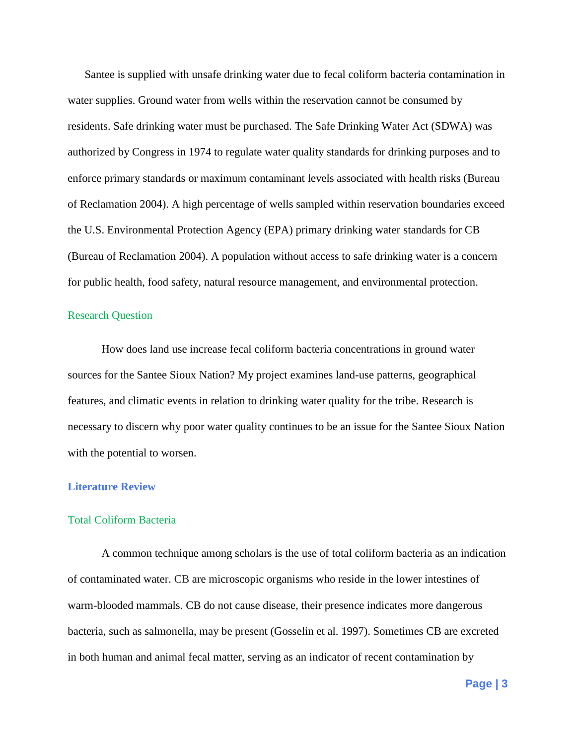Santee is supplied with unsafe drinking water due to fecal coliform bacteria contamination in water supplies. Ground water from wells within the reservation cannot be consumed by residents. Safe drinking water must be purchased. The Safe Drinking Water Act (SDWA) was authorized by Congress in 1974 to regulate water quality standards for drinking purposes and to enforce primary standards or maximum contaminant levels associated with health risks (Bureau of Reclamation 2004). A high percentage of wells sampled within reservation boundaries exceed the U.S. Environmental Protection Agency (EPA) primary drinking water standards for CB (Bureau of Reclamation 2004). A population without access to safe drinking water is a concern for public health, food safety, natural resource management, and environmental protection.

### Research Question

How does land use increase fecal coliform bacteria concentrations in ground water sources for the Santee Sioux Nation? My project examines land-use patterns, geographical features, and climatic events in relation to drinking water quality for the tribe. Research is necessary to discern why poor water quality continues to be an issue for the Santee Sioux Nation with the potential to worsen.

## Literature Review

### Total Coliform Bacteria

A common technique among scholars is the use of total coliform bacteria as an indication of contaminated water. CB are microscopic organisms who reside in the lower intestines of warm-blooded mammals. CB do not cause disease, their presence indicates more dangerous bacteria, such as salmonella, may be present (Gosselin et al. 1997). Sometimes CB are excreted in both human and animal fecal matter, serving as an indicator of recent contamination by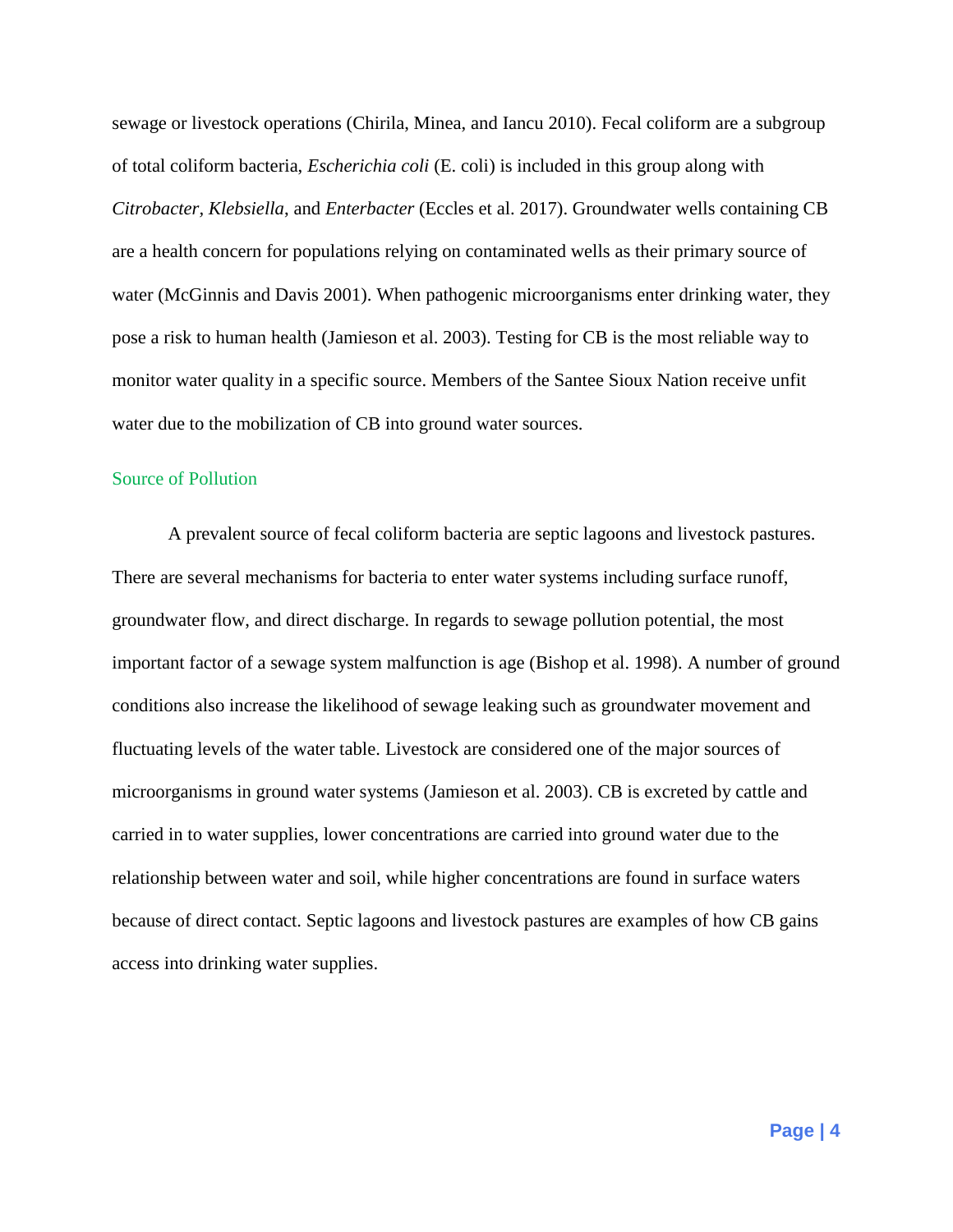sewage or livestock operations (Chirila, Minea, and Iancu 2010). Fecal coliform are a subgroup of total coliform bacteria, *Escherichia coli* (E. coli) is included in this group along with *Citrobacter*, *Klebsiella*, and *Enterbacter* (Eccles et al. 2017). Groundwater wells containing CB are a health concern for populations relying on contaminated wells as their primary source of water (McGinnis and Davis 2001). When pathogenic microorganisms enter drinking water, they pose a risk to human health (Jamieson et al. 2003). Testing for CB is the most reliable way to monitor water quality in a specific source. Members of the Santee Sioux Nation receive unfit water due to the mobilization of CB into ground water sources.

## Source of Pollution

A prevalent source of fecal coliform bacteria are septic lagoons and livestock pastures. There are several mechanisms for bacteria to enter water systems including surface runoff, groundwater flow, and direct discharge. In regards to sewage pollution potential, the most important factor of a sewage system malfunction is age (Bishop et al. 1998). A number of ground conditions also increase the likelihood of sewage leaking such as groundwater movement and fluctuating levels of the water table. Livestock are considered one of the major sources of microorganisms in ground water systems (Jamieson et al. 2003). CB is excreted by cattle and carried in to water supplies, lower concentrations are carried into ground water due to the relationship between water and soil, while higher concentrations are found in surface waters because of direct contact. Septic lagoons and livestock pastures are examples of how CB gains access into drinking water supplies.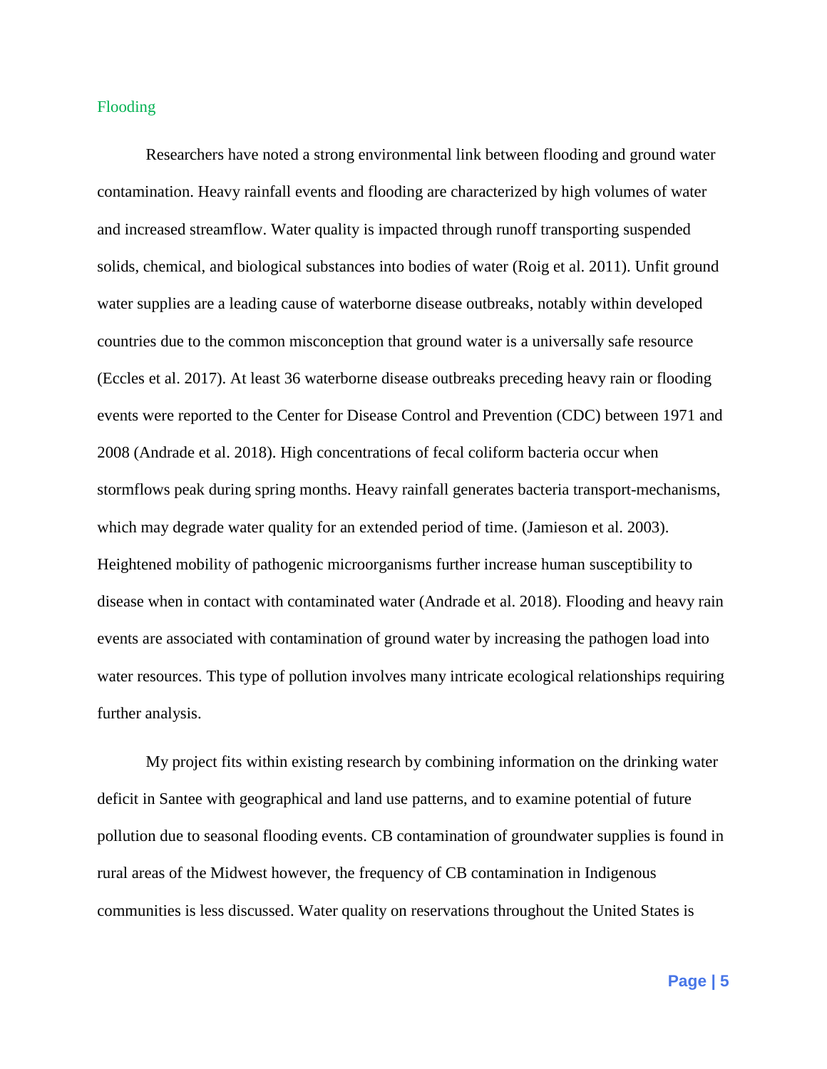## Flooding

Researchers have noted a strong environmental link between flooding and ground water contamination. Heavy rainfall events and flooding are characterized by high volumes of water and increased streamflow. Water quality is impacted through runoff transporting suspended solids, chemical, and biological substances into bodies of water (Roig et al. 2011). Unfit ground water supplies are a leading cause of waterborne disease outbreaks, notably within developed countries due to the common misconception that ground water is a universally safe resource (Eccles et al. 2017). At least 36 waterborne disease outbreaks preceding heavy rain or flooding events were reported to the Center for Disease Control and Prevention (CDC) between 1971 and 2008 (Andrade et al. 2018). High concentrations of fecal coliform bacteria occur when stormflows peak during spring months. Heavy rainfall generates bacteria transport-mechanisms, which may degrade water quality for an extended period of time. (Jamieson et al. 2003). Heightened mobility of pathogenic microorganisms further increase human susceptibility to disease when in contact with contaminated water (Andrade et al. 2018). Flooding and heavy rain events are associated with contamination of ground water by increasing the pathogen load into water resources. This type of pollution involves many intricate ecological relationships requiring further analysis.

My project fits within existing research by combining information on the drinking water deficit in Santee with geographical and land use patterns, and to examine potential of future pollution due to seasonal flooding events. CB contamination of groundwater supplies is found in rural areas of the Midwest however, the frequency of CB contamination in Indigenous communities is less discussed. Water quality on reservations throughout the United States is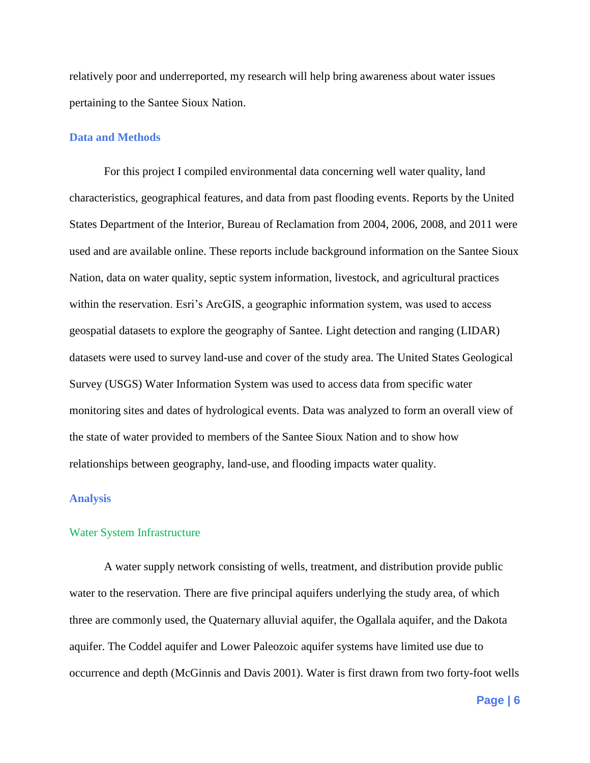relatively poor and underreported, my research will help bring awareness about water issues pertaining to the Santee Sioux Nation.

## Data and Methods

For this project I compiled environmental data concerning well water quality, land characteristics, geographical features, and data from past flooding events. Reports by the United States Department of the Interior, Bureau of Reclamation from 2004, 2006, 2008, and 2011 were used and are available online. These reports include background information on the Santee Sioux Nation, data on water quality, septic system information, livestock, and agricultural practices within the reservation. Esri's ArcGIS, a geographic information system, was used to access geospatial datasets to explore the geography of Santee. Light detection and ranging (LIDAR) datasets were used to survey land-use and cover of the study area. The United States Geological Survey (USGS) Water Information System was used to access data from specific water monitoring sites and dates of hydrological events. Data was analyzed to form an overall view of the state of water provided to members of the Santee Sioux Nation and to show how relationships between geography, land-use, and flooding impacts water quality.

## Analysis

### Water System Infrastructure

A water supply network consisting of wells, treatment, and distribution provide public water to the reservation. There are five principal aquifers underlying the study area, of which three are commonly used, the Quaternary alluvial aquifer, the Ogallala aquifer, and the Dakota aquifer. The Coddel aquifer and Lower Paleozoic aquifer systems have limited use due to occurrence and depth (McGinnis and Davis 2001). Water is first drawn from two forty-foot wells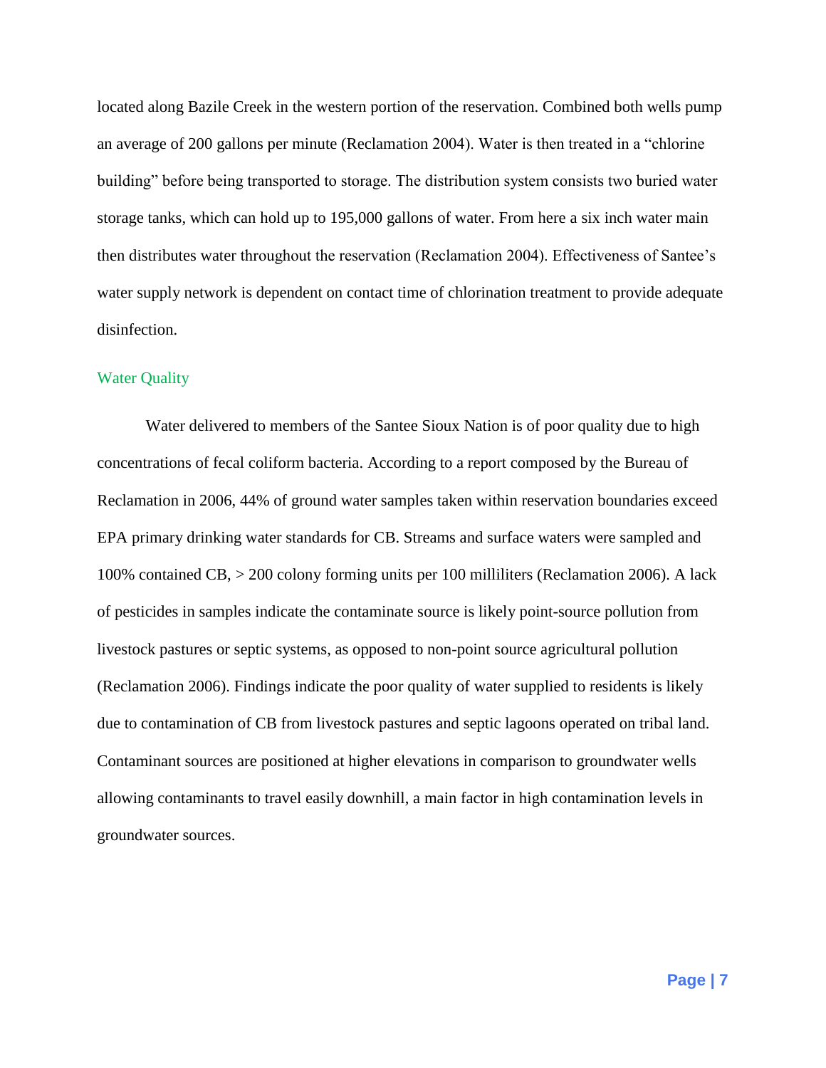located along Bazile Creek in the western portion of the reservation. Combined both wells pump an average of 200 gallons per minute (Reclamation 2004). Water is then treated in a "chlorine building" before being transported to storage. The distribution system consists two buried water storage tanks, which can hold up to 195,000 gallons of water. From here a six inch water main then distributes water throughout the reservation (Reclamation 2004). Effectiveness of Santee's water supply network is dependent on contact time of chlorination treatment to provide adequate disinfection.

## Water Quality

Water delivered to members of the Santee Sioux Nation is of poor quality due to high concentrations of fecal coliform bacteria. According to a report composed by the Bureau of Reclamation in 2006, 44% of ground water samples taken within reservation boundaries exceed EPA primary drinking water standards for CB. Streams and surface waters were sampled and 100% contained CB, > 200 colony forming units per 100 milliliters (Reclamation 2006). A lack of pesticides in samples indicate the contaminate source is likely point-source pollution from livestock pastures or septic systems, as opposed to non-point source agricultural pollution (Reclamation 2006). Findings indicate the poor quality of water supplied to residents is likely due to contamination of CB from livestock pastures and septic lagoons operated on tribal land. Contaminant sources are positioned at higher elevations in comparison to groundwater wells allowing contaminants to travel easily downhill, a main factor in high contamination levels in groundwater sources.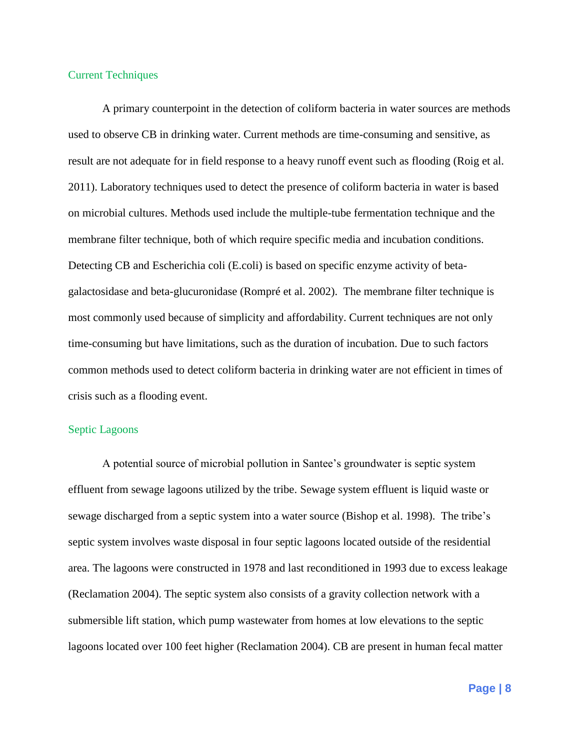## Current Techniques

A primary counterpoint in the detection of coliform bacteria in water sources are methods used to observe CB in drinking water. Current methods are time-consuming and sensitive, as result are not adequate for in field response to a heavy runoff event such as flooding (Roig et al. 2011). Laboratory techniques used to detect the presence of coliform bacteria in water is based on microbial cultures. Methods used include the multiple-tube fermentation technique and the membrane filter technique, both of which require specific media and incubation conditions. Detecting CB and Escherichia coli (E.coli) is based on specific enzyme activity of beta-galactosidase and beta-glucuronidase (Rompré et al. 2002). The membrane filter technique is most commonly used because of simplicity and affordability. Current techniques are not only time-consuming but have limitations, such as the duration of incubation. Due to such factors common methods used to detect coliform bacteria in drinking water are not efficient in times of crisis such as a flooding event.

## Septic Lagoons

A potential source of microbial pollution in Santee's groundwater is septic system effluent from sewage lagoons utilized by the tribe. Sewage system effluent is liquid waste or sewage discharged from a septic system into a water source (Bishop et al. 1998). The tribe's septic system involves waste disposal in four septic lagoons located outside of the residential area. The lagoons were constructed in 1978 and last reconditioned in 1993 due to excess leakage (Reclamation 2004). The septic system also consists of a gravity collection network with a submersible lift station, which pump wastewater from homes at low elevations to the septic lagoons located over 100 feet higher (Reclamation 2004). CB are present in human fecal matter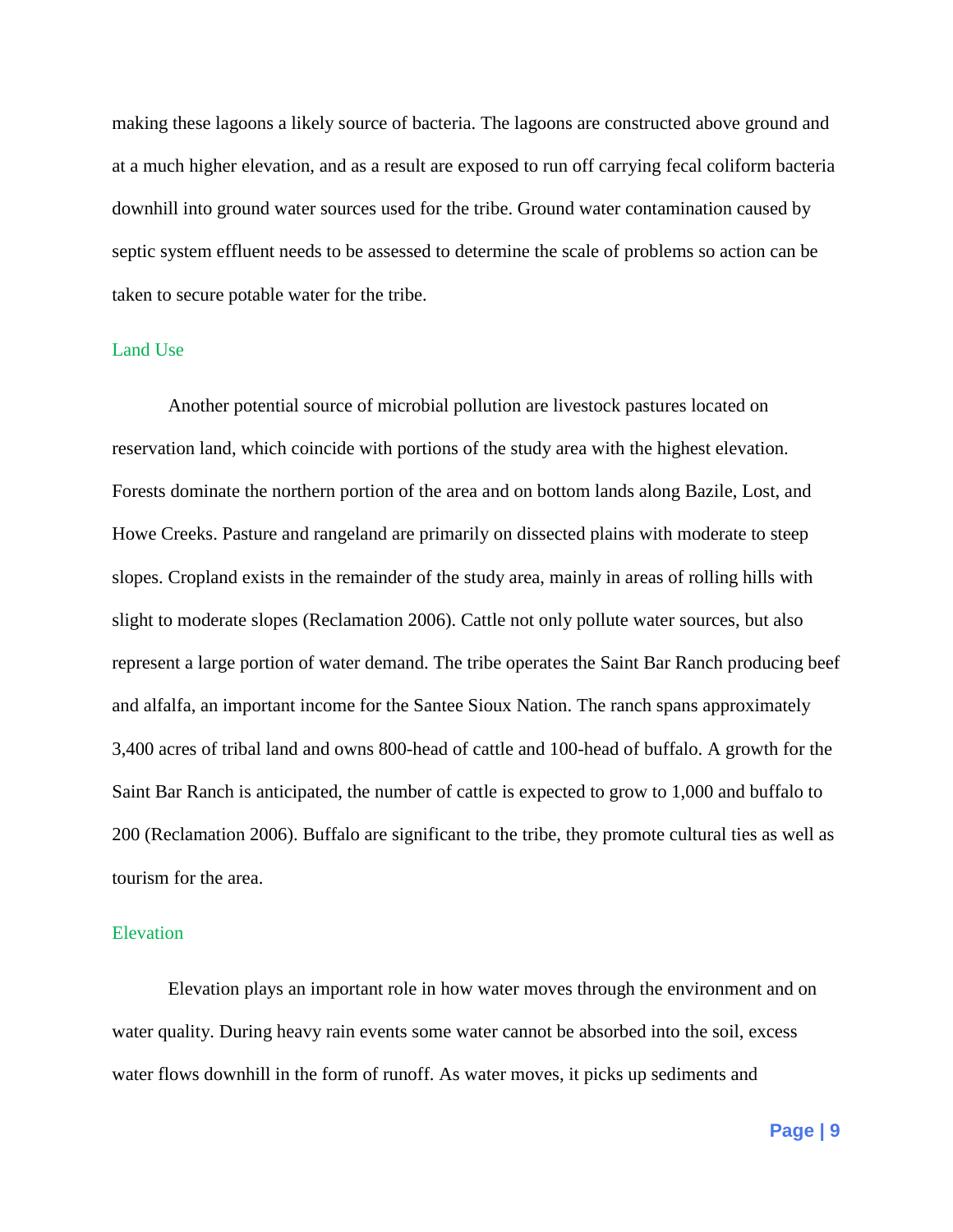making these lagoons a likely source of bacteria. The lagoons are constructed above ground and at a much higher elevation, and as a result are exposed to run off carrying fecal coliform bacteria downhill into ground water sources used for the tribe. Ground water contamination caused by septic system effluent needs to be assessed to determine the scale of problems so action can be taken to secure potable water for the tribe.

## Land Use

Another potential source of microbial pollution are livestock pastures located on reservation land, which coincide with portions of the study area with the highest elevation. Forests dominate the northern portion of the area and on bottom lands along Bazile, Lost, and Howe Creeks. Pasture and rangeland are primarily on dissected plains with moderate to steep slopes. Cropland exists in the remainder of the study area, mainly in areas of rolling hills with slight to moderate slopes (Reclamation 2006). Cattle not only pollute water sources, but also represent a large portion of water demand. The tribe operates the Saint Bar Ranch producing beef and alfalfa, an important income for the Santee Sioux Nation. The ranch spans approximately 3,400 acres of tribal land and owns 800-head of cattle and 100-head of buffalo. A growth for the Saint Bar Ranch is anticipated, the number of cattle is expected to grow to 1,000 and buffalo to 200 (Reclamation 2006). Buffalo are significant to the tribe, they promote cultural ties as well as tourism for the area.

## Elevation

Elevation plays an important role in how water moves through the environment and on water quality. During heavy rain events some water cannot be absorbed into the soil, excess water flows downhill in the form of runoff. As water moves, it picks up sediments and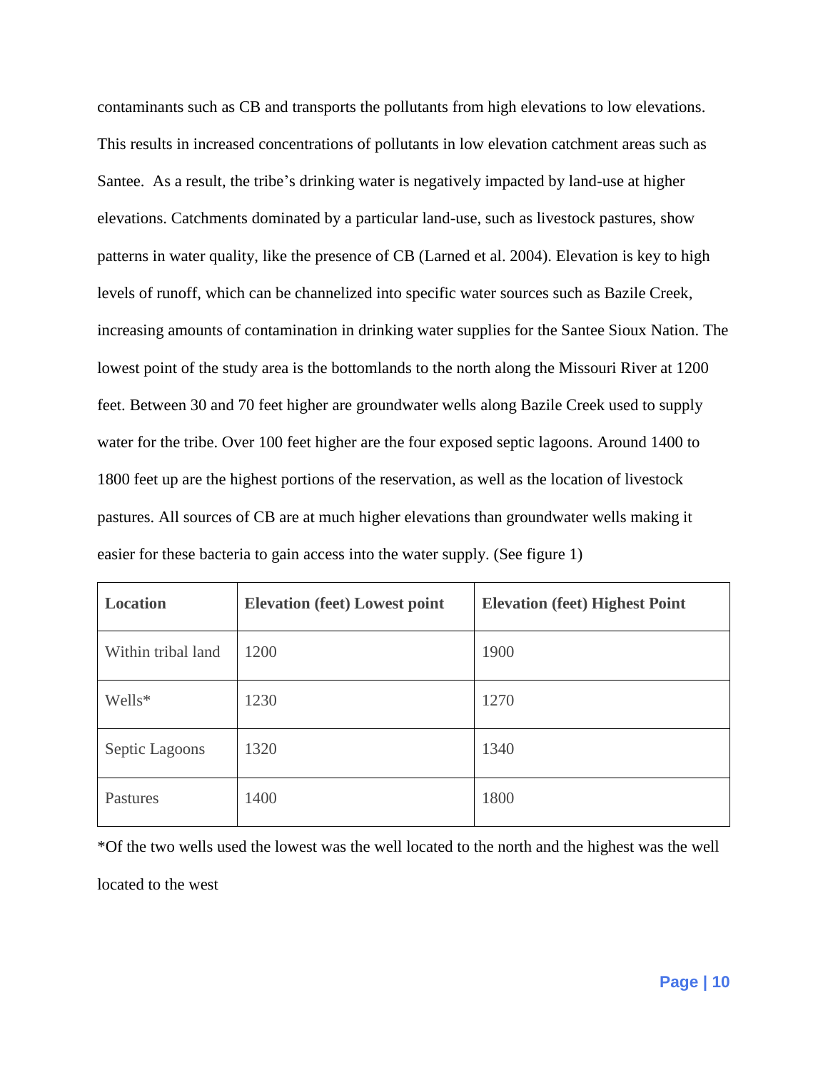contaminants such as CB and transports the pollutants from high elevations to low elevations. This results in increased concentrations of pollutants in low elevation catchment areas such as Santee. As a result, the tribe's drinking water is negatively impacted by land-use at higher elevations. Catchments dominated by a particular land-use, such as livestock pastures, show patterns in water quality, like the presence of CB (Larned et al. 2004). Elevation is key to high levels of runoff, which can be channelized into specific water sources such as Bazile Creek, increasing amounts of contamination in drinking water supplies for the Santee Sioux Nation. The lowest point of the study area is the bottomlands to the north along the Missouri River at 1200 feet. Between 30 and 70 feet higher are groundwater wells along Bazile Creek used to supply water for the tribe. Over 100 feet higher are the four exposed septic lagoons. Around 1400 to 1800 feet up are the highest portions of the reservation, as well as the location of livestock pastures. All sources of CB are at much higher elevations than groundwater wells making it easier for these bacteria to gain access into the water supply. (See figure 1)

| **Location** | **Elevation (feet) Lowest point** | **Elevation (feet) Highest Point** |
|---|---|---|
| Within tribal land | 1200 | 1900 |
| Wells* | 1230 | 1270 |
| Septic Lagoons | 1320 | 1340 |
| Pastures | 1400 | 1800 |

*Of the two wells used the lowest was the well located to the north and the highest was the well located to the west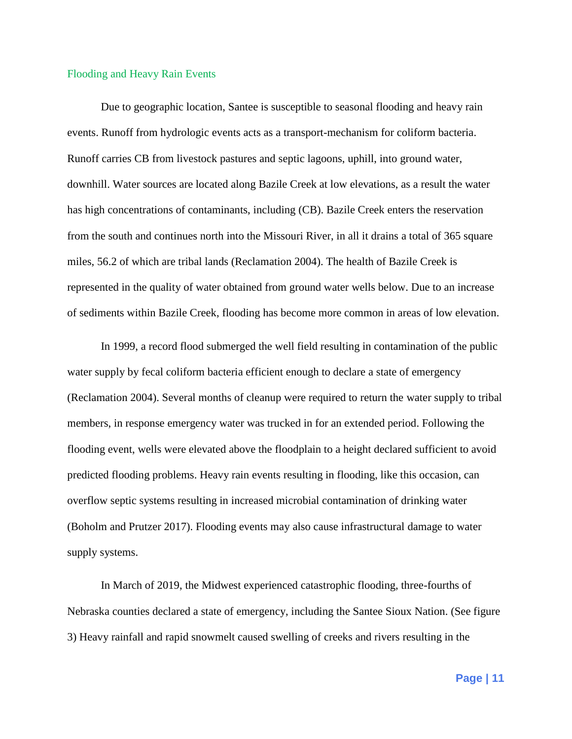## Flooding and Heavy Rain Events

Due to geographic location, Santee is susceptible to seasonal flooding and heavy rain events. Runoff from hydrologic events acts as a transport-mechanism for coliform bacteria. Runoff carries CB from livestock pastures and septic lagoons, uphill, into ground water, downhill. Water sources are located along Bazile Creek at low elevations, as a result the water has high concentrations of contaminants, including (CB). Bazile Creek enters the reservation from the south and continues north into the Missouri River, in all it drains a total of 365 square miles, 56.2 of which are tribal lands (Reclamation 2004). The health of Bazile Creek is represented in the quality of water obtained from ground water wells below. Due to an increase of sediments within Bazile Creek, flooding has become more common in areas of low elevation.

In 1999, a record flood submerged the well field resulting in contamination of the public water supply by fecal coliform bacteria efficient enough to declare a state of emergency (Reclamation 2004). Several months of cleanup were required to return the water supply to tribal members, in response emergency water was trucked in for an extended period. Following the flooding event, wells were elevated above the floodplain to a height declared sufficient to avoid predicted flooding problems. Heavy rain events resulting in flooding, like this occasion, can overflow septic systems resulting in increased microbial contamination of drinking water (Boholm and Prutzer 2017). Flooding events may also cause infrastructural damage to water supply systems.

In March of 2019, the Midwest experienced catastrophic flooding, three-fourths of Nebraska counties declared a state of emergency, including the Santee Sioux Nation. (See figure 3) Heavy rainfall and rapid snowmelt caused swelling of creeks and rivers resulting in the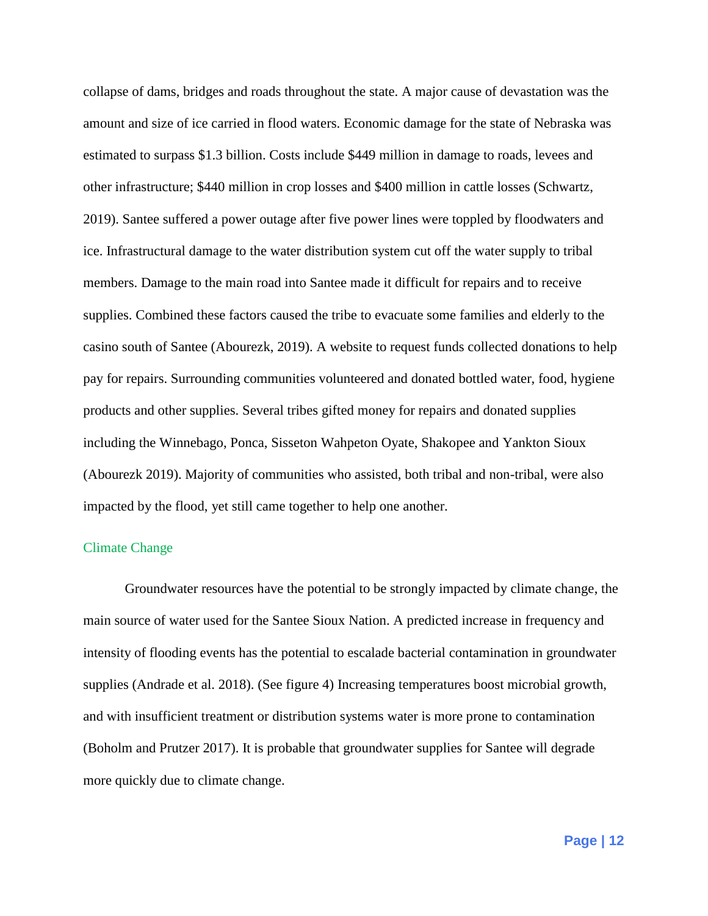collapse of dams, bridges and roads throughout the state. A major cause of devastation was the amount and size of ice carried in flood waters. Economic damage for the state of Nebraska was estimated to surpass $1.3 billion. Costs include $449 million in damage to roads, levees and other infrastructure; $440 million in crop losses and $400 million in cattle losses (Schwartz, 2019). Santee suffered a power outage after five power lines were toppled by floodwaters and ice. Infrastructural damage to the water distribution system cut off the water supply to tribal members. Damage to the main road into Santee made it difficult for repairs and to receive supplies. Combined these factors caused the tribe to evacuate some families and elderly to the casino south of Santee (Abourezk, 2019). A website to request funds collected donations to help pay for repairs. Surrounding communities volunteered and donated bottled water, food, hygiene products and other supplies. Several tribes gifted money for repairs and donated supplies including the Winnebago, Ponca, Sisseton Wahpeton Oyate, Shakopee and Yankton Sioux (Abourezk 2019). Majority of communities who assisted, both tribal and non-tribal, were also impacted by the flood, yet still came together to help one another.

## Climate Change

Groundwater resources have the potential to be strongly impacted by climate change, the main source of water used for the Santee Sioux Nation. A predicted increase in frequency and intensity of flooding events has the potential to escalade bacterial contamination in groundwater supplies (Andrade et al. 2018). (See figure 4) Increasing temperatures boost microbial growth, and with insufficient treatment or distribution systems water is more prone to contamination (Boholm and Prutzer 2017). It is probable that groundwater supplies for Santee will degrade more quickly due to climate change.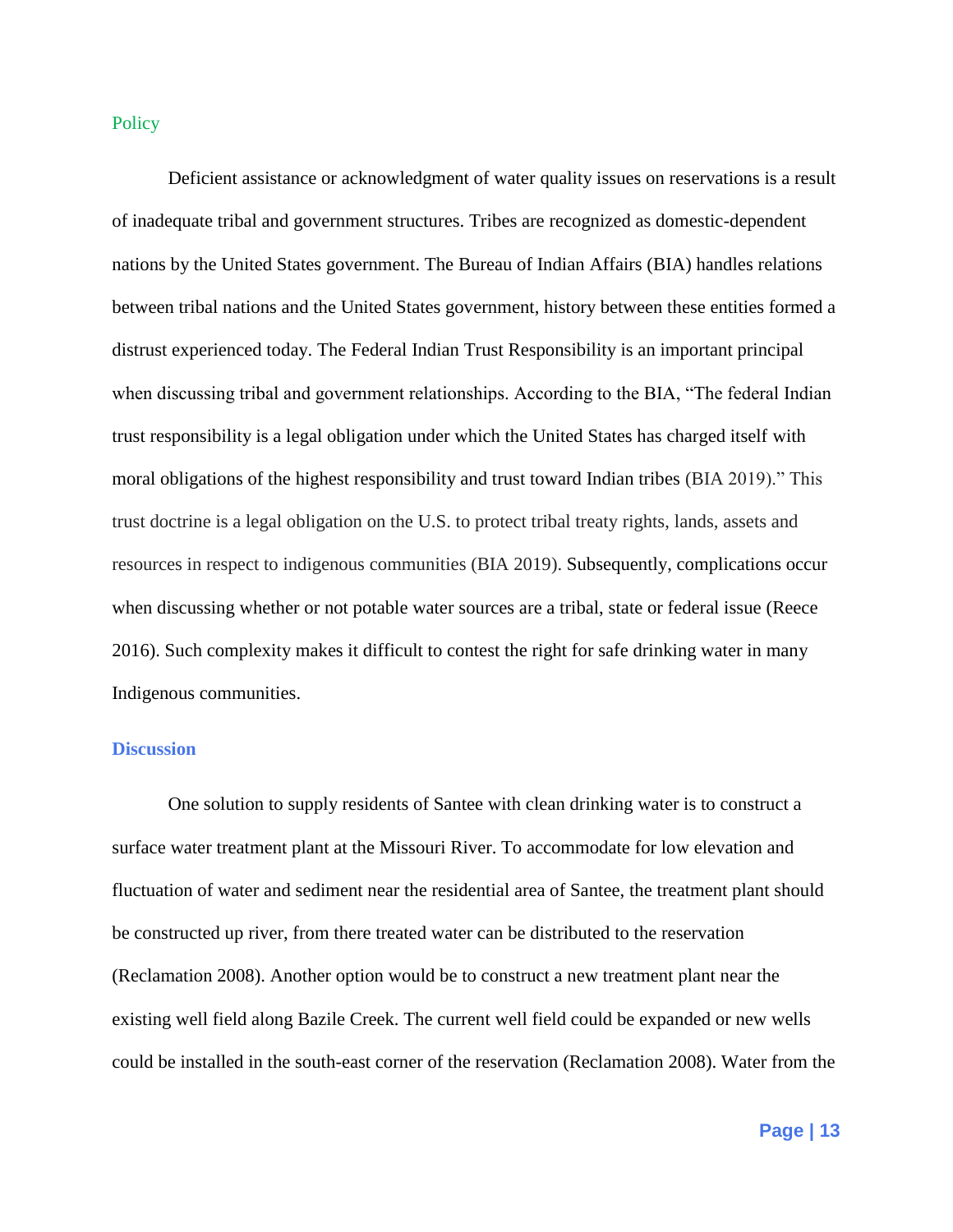## Policy

Deficient assistance or acknowledgment of water quality issues on reservations is a result of inadequate tribal and government structures. Tribes are recognized as domestic-dependent nations by the United States government. The Bureau of Indian Affairs (BIA) handles relations between tribal nations and the United States government, history between these entities formed a distrust experienced today. The Federal Indian Trust Responsibility is an important principal when discussing tribal and government relationships. According to the BIA, "The federal Indian trust responsibility is a legal obligation under which the United States has charged itself with moral obligations of the highest responsibility and trust toward Indian tribes (BIA 2019)." This trust doctrine is a legal obligation on the U.S. to protect tribal treaty rights, lands, assets and resources in respect to indigenous communities (BIA 2019). Subsequently, complications occur when discussing whether or not potable water sources are a tribal, state or federal issue (Reece 2016). Such complexity makes it difficult to contest the right for safe drinking water in many Indigenous communities.

## Discussion

One solution to supply residents of Santee with clean drinking water is to construct a surface water treatment plant at the Missouri River. To accommodate for low elevation and fluctuation of water and sediment near the residential area of Santee, the treatment plant should be constructed up river, from there treated water can be distributed to the reservation (Reclamation 2008). Another option would be to construct a new treatment plant near the existing well field along Bazile Creek. The current well field could be expanded or new wells could be installed in the south-east corner of the reservation (Reclamation 2008). Water from the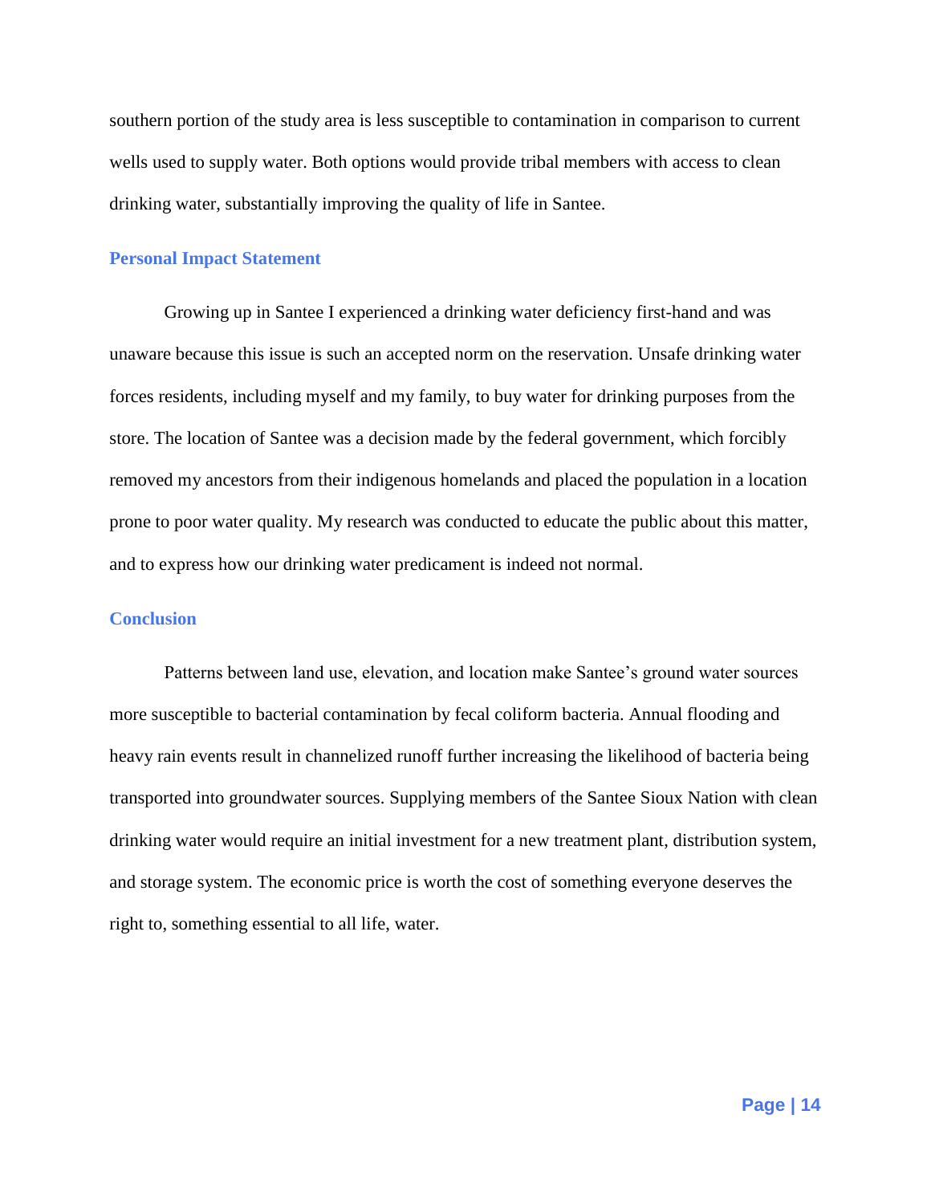southern portion of the study area is less susceptible to contamination in comparison to current wells used to supply water. Both options would provide tribal members with access to clean drinking water, substantially improving the quality of life in Santee.

## Personal Impact Statement

Growing up in Santee I experienced a drinking water deficiency first-hand and was unaware because this issue is such an accepted norm on the reservation. Unsafe drinking water forces residents, including myself and my family, to buy water for drinking purposes from the store. The location of Santee was a decision made by the federal government, which forcibly removed my ancestors from their indigenous homelands and placed the population in a location prone to poor water quality. My research was conducted to educate the public about this matter, and to express how our drinking water predicament is indeed not normal.

## Conclusion

Patterns between land use, elevation, and location make Santee's ground water sources more susceptible to bacterial contamination by fecal coliform bacteria. Annual flooding and heavy rain events result in channelized runoff further increasing the likelihood of bacteria being transported into groundwater sources. Supplying members of the Santee Sioux Nation with clean drinking water would require an initial investment for a new treatment plant, distribution system, and storage system. The economic price is worth the cost of something everyone deserves the right to, something essential to all life, water.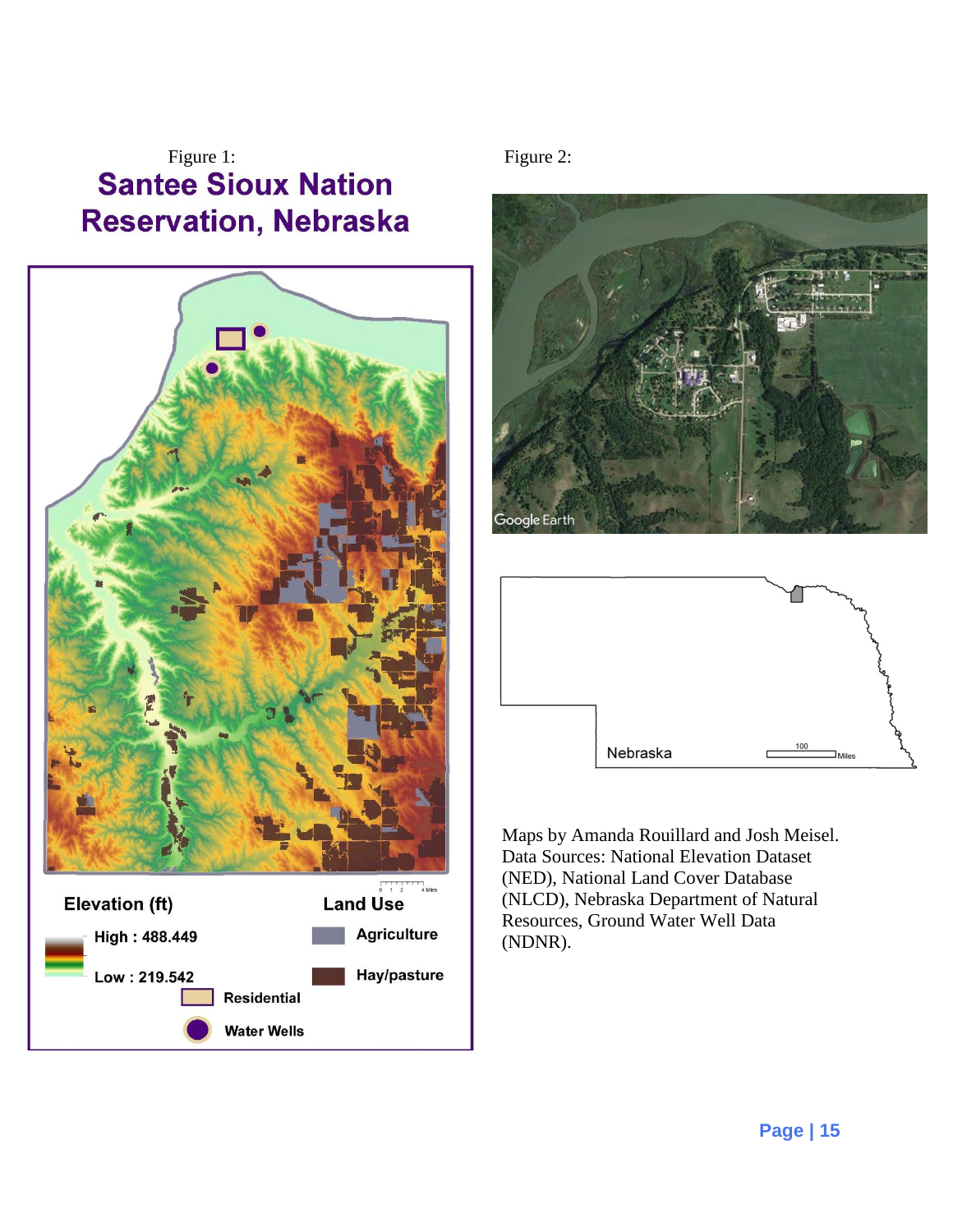Figure 1:

**Santee Sioux Nation Reservation, Nebraska**

Elevation (ft)

High : 488.449

Low : 219.542

Land Use

Agriculture

Hay/pasture

Residential

Water Wells

0 1 2 4 Miles

Figure 2:

Google Earth

Nebraska

100

Miles

Maps by Amanda Rouillard and Josh Meisel. Data Sources: National Elevation Dataset (NED), National Land Cover Database (NLCD), Nebraska Department of Natural Resources, Ground Water Well Data (NDNR).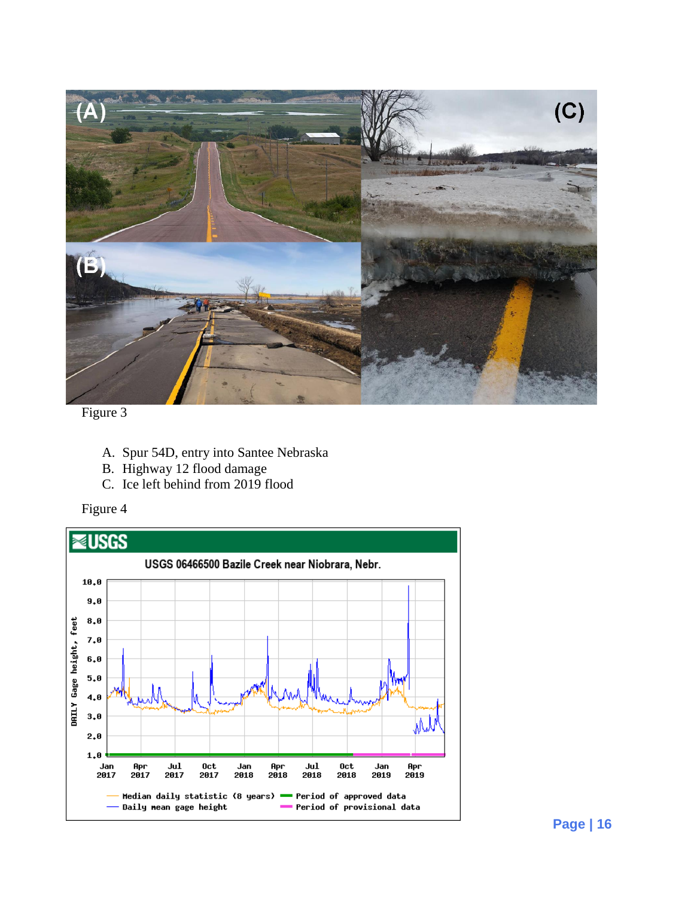Figure 3

A. Spur 54D, entry into Santee Nebraska
B. Highway 12 flood damage
C. Ice left behind from 2019 flood

Figure 4

USGS

USGS 06466500 Bazile Creek near Niobrara, Nebr.

DAILY Gage height, feet

10.0
9.0
8.0
7.0
6.0
5.0
4.0
3.0
2.0
1.0

Jan 2017
Apr 2017
Jul 2017
Oct 2017
Jan 2018
Apr 2018
Jul 2018
Oct 2018
Jan 2019
Apr 2019

Median daily statistic (8 years)
Daily mean gage height
Period of approved data
Period of provisional data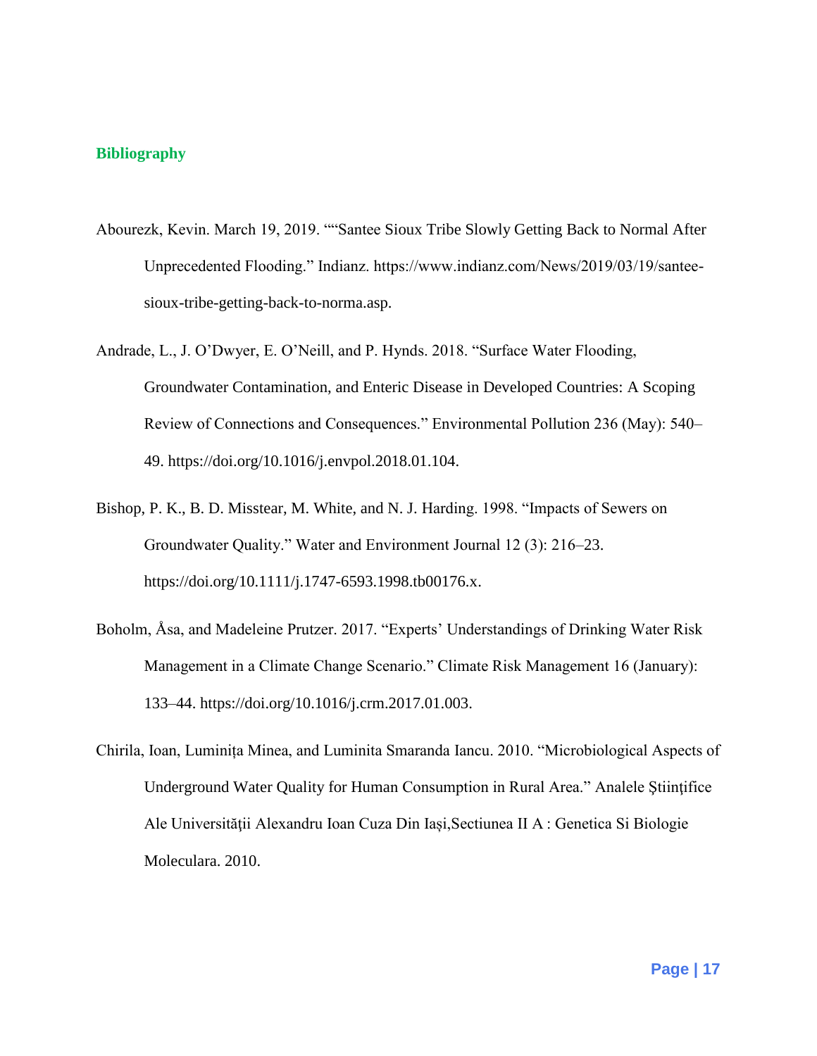## Bibliography

Abourezk, Kevin. March 19, 2019. ""Santee Sioux Tribe Slowly Getting Back to Normal After Unprecedented Flooding." Indianz. https://www.indianz.com/News/2019/03/19/santee-sioux-tribe-getting-back-to-norma.asp.

Andrade, L., J. O'Dwyer, E. O'Neill, and P. Hynds. 2018. "Surface Water Flooding, Groundwater Contamination, and Enteric Disease in Developed Countries: A Scoping Review of Connections and Consequences." Environmental Pollution 236 (May): 540–49. https://doi.org/10.1016/j.envpol.2018.01.104.

Bishop, P. K., B. D. Misstear, M. White, and N. J. Harding. 1998. "Impacts of Sewers on Groundwater Quality." Water and Environment Journal 12 (3): 216–23. https://doi.org/10.1111/j.1747-6593.1998.tb00176.x.

Boholm, Åsa, and Madeleine Prutzer. 2017. "Experts' Understandings of Drinking Water Risk Management in a Climate Change Scenario." Climate Risk Management 16 (January): 133–44. https://doi.org/10.1016/j.crm.2017.01.003.

Chirila, Ioan, Luminița Minea, and Luminita Smaranda Iancu. 2010. "Microbiological Aspects of Underground Water Quality for Human Consumption in Rural Area." Analele Științifice Ale Universității Alexandru Ioan Cuza Din Iași,Sectiunea II A : Genetica Si Biologie Moleculara. 2010.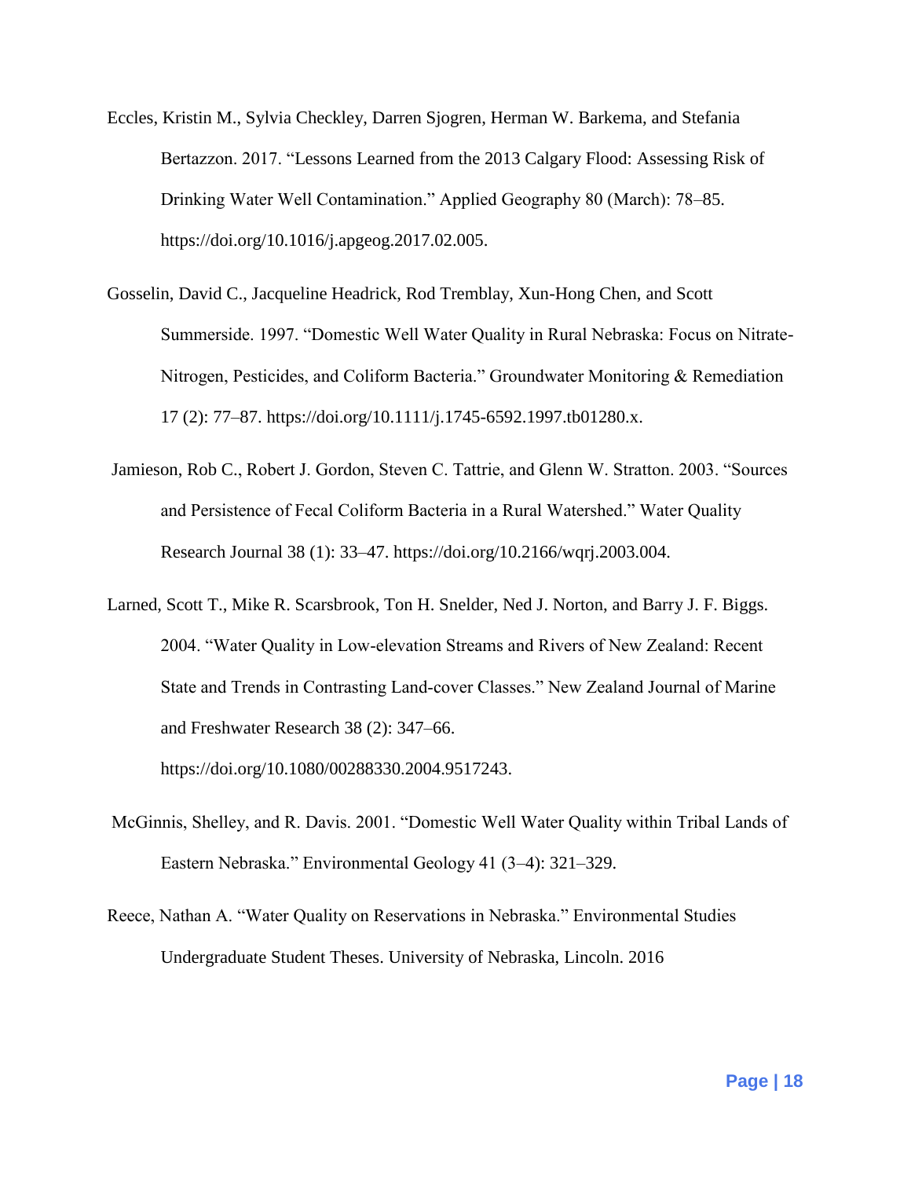Eccles, Kristin M., Sylvia Checkley, Darren Sjogren, Herman W. Barkema, and Stefania Bertazzon. 2017. "Lessons Learned from the 2013 Calgary Flood: Assessing Risk of Drinking Water Well Contamination." Applied Geography 80 (March): 78–85. https://doi.org/10.1016/j.apgeog.2017.02.005.

Gosselin, David C., Jacqueline Headrick, Rod Tremblay, Xun-Hong Chen, and Scott Summerside. 1997. "Domestic Well Water Quality in Rural Nebraska: Focus on Nitrate-Nitrogen, Pesticides, and Coliform Bacteria." Groundwater Monitoring & Remediation 17 (2): 77–87. https://doi.org/10.1111/j.1745-6592.1997.tb01280.x.

Jamieson, Rob C., Robert J. Gordon, Steven C. Tattrie, and Glenn W. Stratton. 2003. "Sources and Persistence of Fecal Coliform Bacteria in a Rural Watershed." Water Quality Research Journal 38 (1): 33–47. https://doi.org/10.2166/wqrj.2003.004.

Larned, Scott T., Mike R. Scarsbrook, Ton H. Snelder, Ned J. Norton, and Barry J. F. Biggs. 2004. "Water Quality in Low-elevation Streams and Rivers of New Zealand: Recent State and Trends in Contrasting Land-cover Classes." New Zealand Journal of Marine and Freshwater Research 38 (2): 347–66. https://doi.org/10.1080/00288330.2004.9517243.

McGinnis, Shelley, and R. Davis. 2001. "Domestic Well Water Quality within Tribal Lands of Eastern Nebraska." Environmental Geology 41 (3–4): 321–329.

Reece, Nathan A. "Water Quality on Reservations in Nebraska." Environmental Studies Undergraduate Student Theses. University of Nebraska, Lincoln. 2016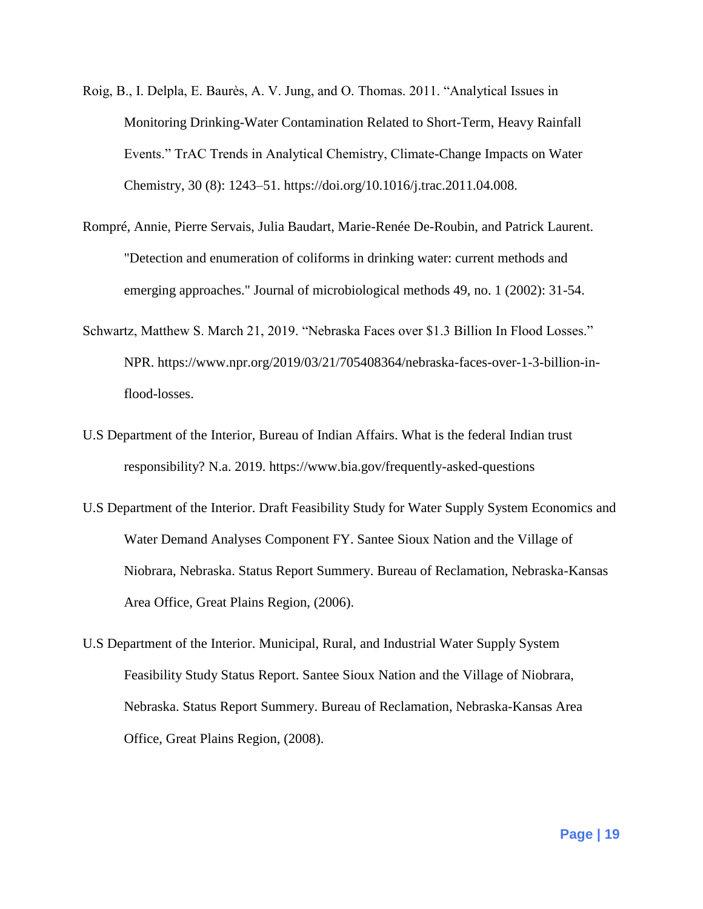Roig, B., I. Delpla, E. Baurès, A. V. Jung, and O. Thomas. 2011. "Analytical Issues in Monitoring Drinking-Water Contamination Related to Short-Term, Heavy Rainfall Events." TrAC Trends in Analytical Chemistry, Climate-Change Impacts on Water Chemistry, 30 (8): 1243–51. https://doi.org/10.1016/j.trac.2011.04.008.

Rompré, Annie, Pierre Servais, Julia Baudart, Marie-Renée De-Roubin, and Patrick Laurent. "Detection and enumeration of coliforms in drinking water: current methods and emerging approaches." Journal of microbiological methods 49, no. 1 (2002): 31-54.

Schwartz, Matthew S. March 21, 2019. "Nebraska Faces over $1.3 Billion In Flood Losses." NPR. https://www.npr.org/2019/03/21/705408364/nebraska-faces-over-1-3-billion-in-flood-losses.

U.S Department of the Interior, Bureau of Indian Affairs. What is the federal Indian trust responsibility? N.a. 2019. https://www.bia.gov/frequently-asked-questions

U.S Department of the Interior. Draft Feasibility Study for Water Supply System Economics and Water Demand Analyses Component FY. Santee Sioux Nation and the Village of Niobrara, Nebraska. Status Report Summery. Bureau of Reclamation, Nebraska-Kansas Area Office, Great Plains Region, (2006).

U.S Department of the Interior. Municipal, Rural, and Industrial Water Supply System Feasibility Study Status Report. Santee Sioux Nation and the Village of Niobrara, Nebraska. Status Report Summery. Bureau of Reclamation, Nebraska-Kansas Area Office, Great Plains Region, (2008).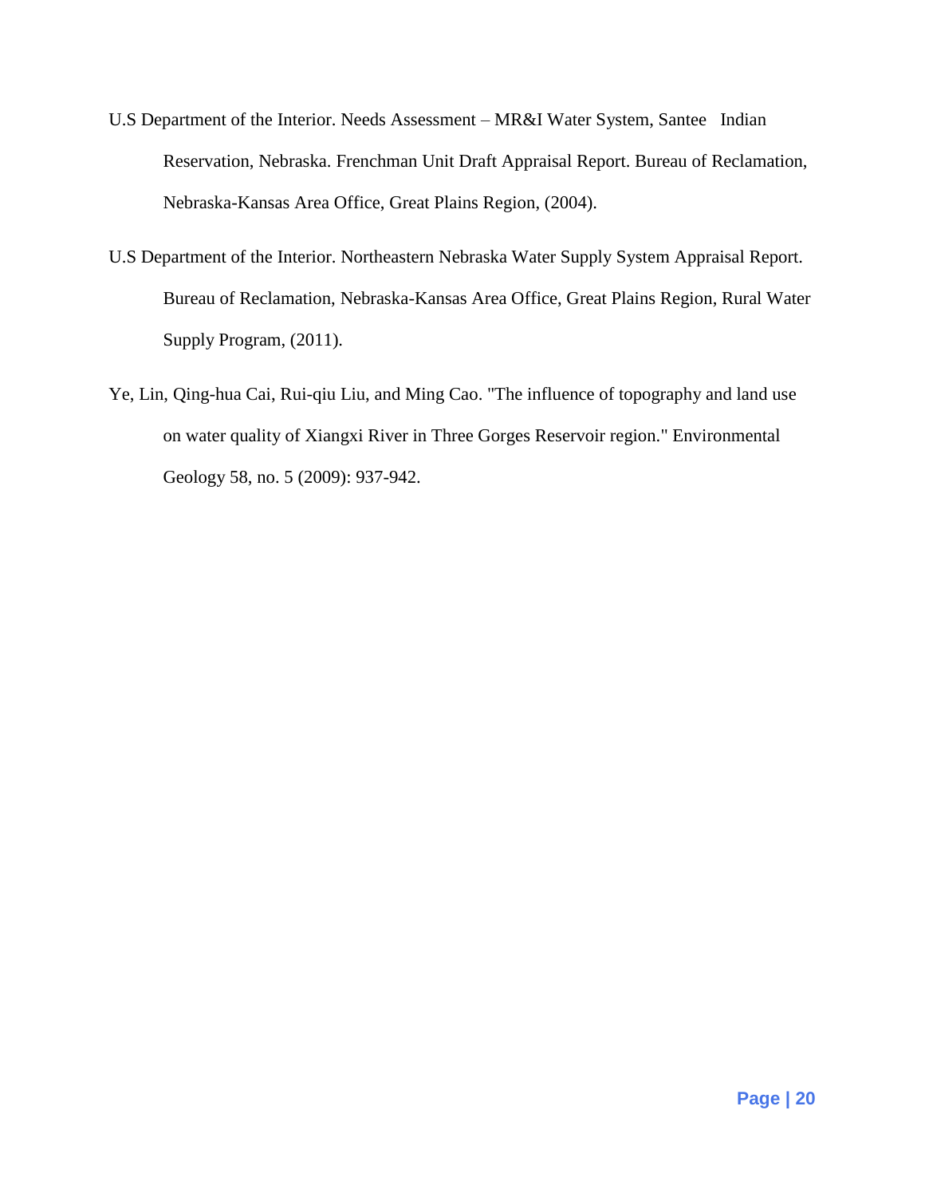U.S Department of the Interior. Needs Assessment – MR&I Water System, Santee Indian Reservation, Nebraska. Frenchman Unit Draft Appraisal Report. Bureau of Reclamation, Nebraska-Kansas Area Office, Great Plains Region, (2004).

U.S Department of the Interior. Northeastern Nebraska Water Supply System Appraisal Report. Bureau of Reclamation, Nebraska-Kansas Area Office, Great Plains Region, Rural Water Supply Program, (2011).

Ye, Lin, Qing-hua Cai, Rui-qiu Liu, and Ming Cao. "The influence of topography and land use on water quality of Xiangxi River in Three Gorges Reservoir region." Environmental Geology 58, no. 5 (2009): 937-942.